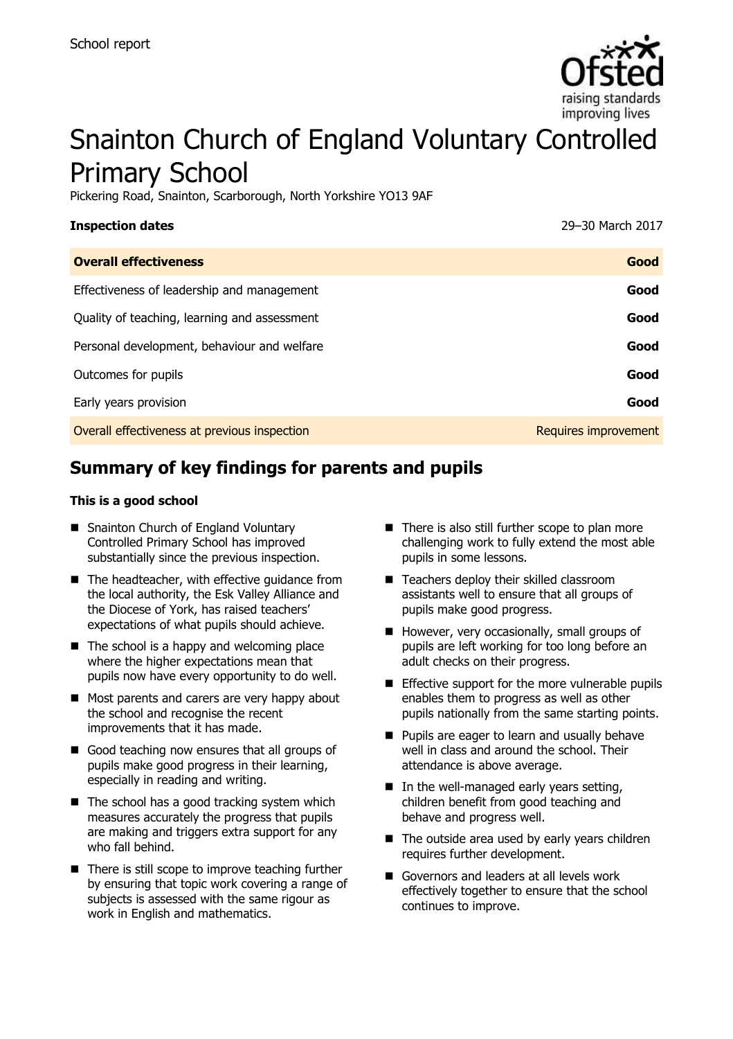School report

# Snainton Church of England Voluntary Controlled Primary School

Pickering Road, Snainton, Scarborough, North Yorkshire YO13 9AF

| **Inspection dates** | 29–30 March 2017 |
|---|---|
| **Overall effectiveness** | **Good** |
| Effectiveness of leadership and management | **Good** |
| Quality of teaching, learning and assessment | **Good** |
| Personal development, behaviour and welfare | **Good** |
| Outcomes for pupils | **Good** |
| Early years provision | **Good** |
| Overall effectiveness at previous inspection | Requires improvement |

## Summary of key findings for parents and pupils

**This is a good school**

- Snainton Church of England Voluntary Controlled Primary School has improved substantially since the previous inspection.
- The headteacher, with effective guidance from the local authority, the Esk Valley Alliance and the Diocese of York, has raised teachers' expectations of what pupils should achieve.
- The school is a happy and welcoming place where the higher expectations mean that pupils now have every opportunity to do well.
- Most parents and carers are very happy about the school and recognise the recent improvements that it has made.
- Good teaching now ensures that all groups of pupils make good progress in their learning, especially in reading and writing.
- The school has a good tracking system which measures accurately the progress that pupils are making and triggers extra support for any who fall behind.
- There is still scope to improve teaching further by ensuring that topic work covering a range of subjects is assessed with the same rigour as work in English and mathematics.
- There is also still further scope to plan more challenging work to fully extend the most able pupils in some lessons.
- Teachers deploy their skilled classroom assistants well to ensure that all groups of pupils make good progress.
- However, very occasionally, small groups of pupils are left working for too long before an adult checks on their progress.
- Effective support for the more vulnerable pupils enables them to progress as well as other pupils nationally from the same starting points.
- Pupils are eager to learn and usually behave well in class and around the school. Their attendance is above average.
- In the well-managed early years setting, children benefit from good teaching and behave and progress well.
- The outside area used by early years children requires further development.
- Governors and leaders at all levels work effectively together to ensure that the school continues to improve.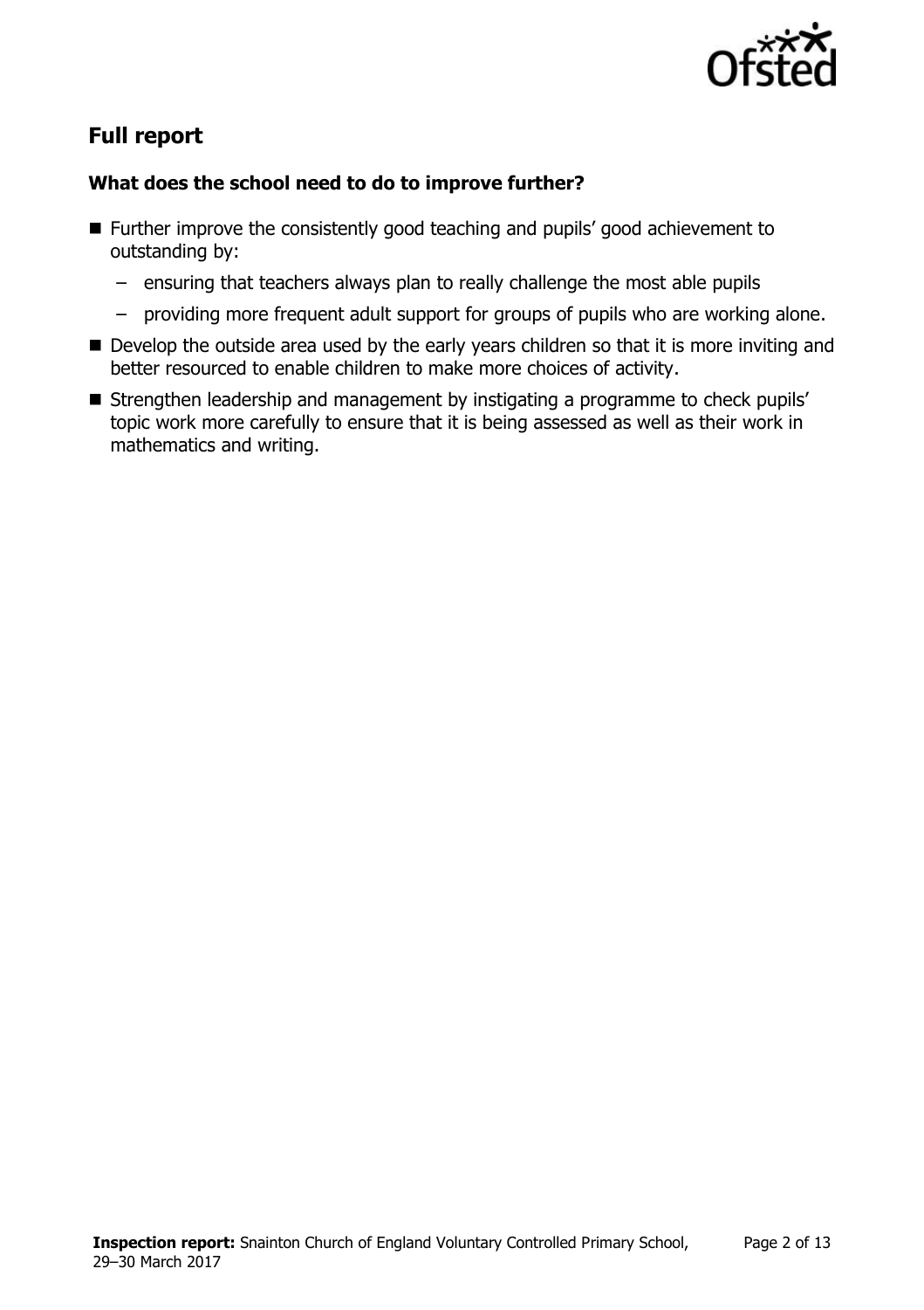## Full report

### What does the school need to do to improve further?

- Further improve the consistently good teaching and pupils' good achievement to outstanding by:
  - ensuring that teachers always plan to really challenge the most able pupils
  - providing more frequent adult support for groups of pupils who are working alone.
- Develop the outside area used by the early years children so that it is more inviting and better resourced to enable children to make more choices of activity.
- Strengthen leadership and management by instigating a programme to check pupils' topic work more carefully to ensure that it is being assessed as well as their work in mathematics and writing.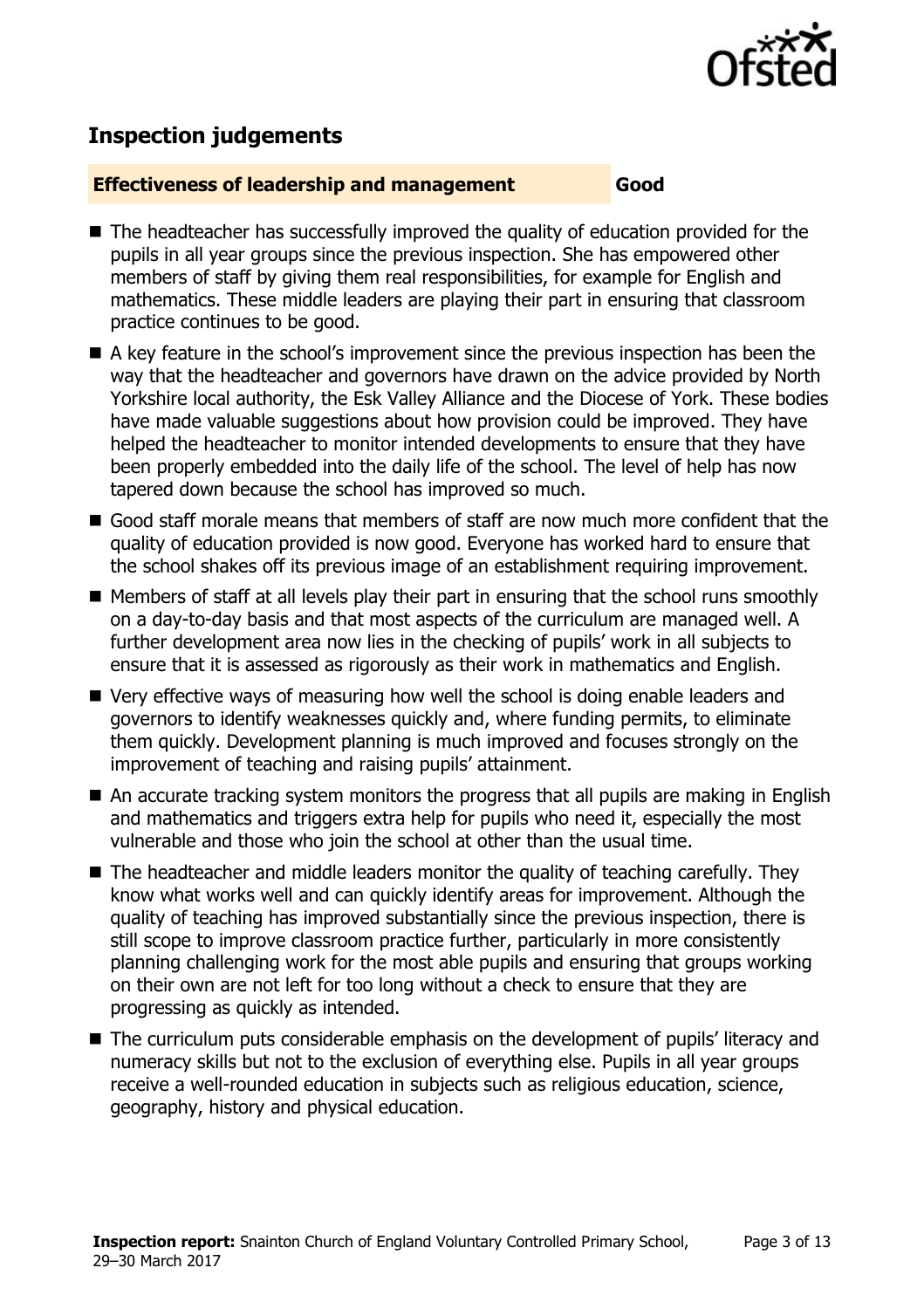## Inspection judgements

**Effectiveness of leadership and management** **Good**

- The headteacher has successfully improved the quality of education provided for the pupils in all year groups since the previous inspection. She has empowered other members of staff by giving them real responsibilities, for example for English and mathematics. These middle leaders are playing their part in ensuring that classroom practice continues to be good.
- A key feature in the school's improvement since the previous inspection has been the way that the headteacher and governors have drawn on the advice provided by North Yorkshire local authority, the Esk Valley Alliance and the Diocese of York. These bodies have made valuable suggestions about how provision could be improved. They have helped the headteacher to monitor intended developments to ensure that they have been properly embedded into the daily life of the school. The level of help has now tapered down because the school has improved so much.
- Good staff morale means that members of staff are now much more confident that the quality of education provided is now good. Everyone has worked hard to ensure that the school shakes off its previous image of an establishment requiring improvement.
- Members of staff at all levels play their part in ensuring that the school runs smoothly on a day-to-day basis and that most aspects of the curriculum are managed well. A further development area now lies in the checking of pupils' work in all subjects to ensure that it is assessed as rigorously as their work in mathematics and English.
- Very effective ways of measuring how well the school is doing enable leaders and governors to identify weaknesses quickly and, where funding permits, to eliminate them quickly. Development planning is much improved and focuses strongly on the improvement of teaching and raising pupils' attainment.
- An accurate tracking system monitors the progress that all pupils are making in English and mathematics and triggers extra help for pupils who need it, especially the most vulnerable and those who join the school at other than the usual time.
- The headteacher and middle leaders monitor the quality of teaching carefully. They know what works well and can quickly identify areas for improvement. Although the quality of teaching has improved substantially since the previous inspection, there is still scope to improve classroom practice further, particularly in more consistently planning challenging work for the most able pupils and ensuring that groups working on their own are not left for too long without a check to ensure that they are progressing as quickly as intended.
- The curriculum puts considerable emphasis on the development of pupils' literacy and numeracy skills but not to the exclusion of everything else. Pupils in all year groups receive a well-rounded education in subjects such as religious education, science, geography, history and physical education.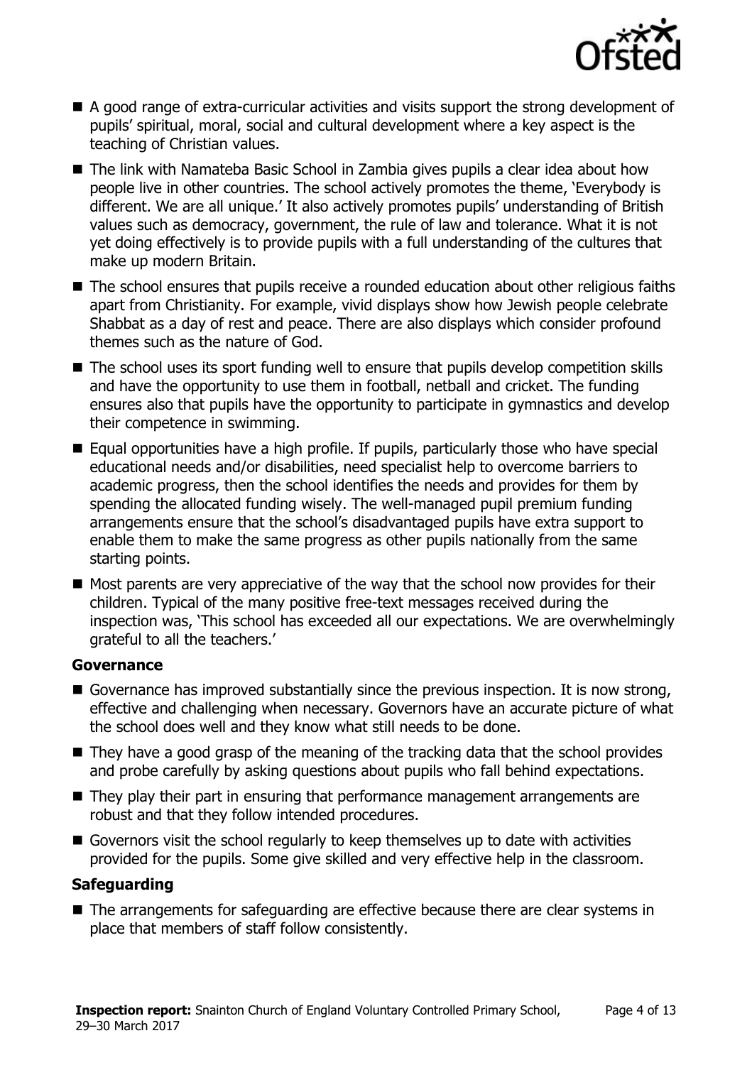- A good range of extra-curricular activities and visits support the strong development of pupils' spiritual, moral, social and cultural development where a key aspect is the teaching of Christian values.
- The link with Namateba Basic School in Zambia gives pupils a clear idea about how people live in other countries. The school actively promotes the theme, 'Everybody is different. We are all unique.' It also actively promotes pupils' understanding of British values such as democracy, government, the rule of law and tolerance. What it is not yet doing effectively is to provide pupils with a full understanding of the cultures that make up modern Britain.
- The school ensures that pupils receive a rounded education about other religious faiths apart from Christianity. For example, vivid displays show how Jewish people celebrate Shabbat as a day of rest and peace. There are also displays which consider profound themes such as the nature of God.
- The school uses its sport funding well to ensure that pupils develop competition skills and have the opportunity to use them in football, netball and cricket. The funding ensures also that pupils have the opportunity to participate in gymnastics and develop their competence in swimming.
- Equal opportunities have a high profile. If pupils, particularly those who have special educational needs and/or disabilities, need specialist help to overcome barriers to academic progress, then the school identifies the needs and provides for them by spending the allocated funding wisely. The well-managed pupil premium funding arrangements ensure that the school's disadvantaged pupils have extra support to enable them to make the same progress as other pupils nationally from the same starting points.
- Most parents are very appreciative of the way that the school now provides for their children. Typical of the many positive free-text messages received during the inspection was, 'This school has exceeded all our expectations. We are overwhelmingly grateful to all the teachers.'

### Governance

- Governance has improved substantially since the previous inspection. It is now strong, effective and challenging when necessary. Governors have an accurate picture of what the school does well and they know what still needs to be done.
- They have a good grasp of the meaning of the tracking data that the school provides and probe carefully by asking questions about pupils who fall behind expectations.
- They play their part in ensuring that performance management arrangements are robust and that they follow intended procedures.
- Governors visit the school regularly to keep themselves up to date with activities provided for the pupils. Some give skilled and very effective help in the classroom.

### Safeguarding

- The arrangements for safeguarding are effective because there are clear systems in place that members of staff follow consistently.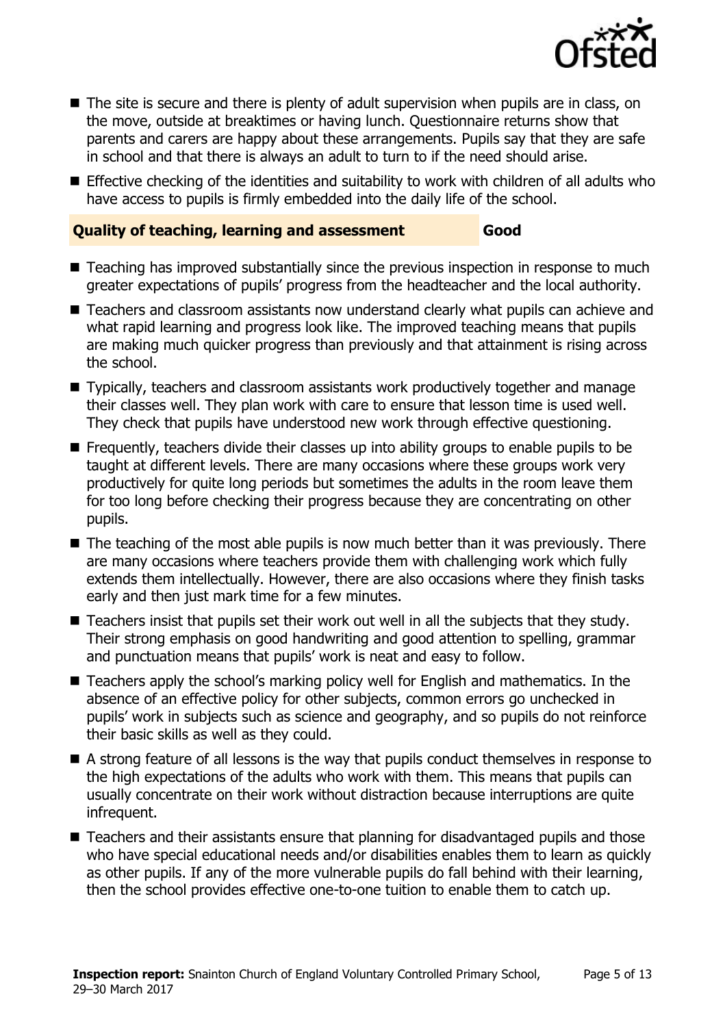- The site is secure and there is plenty of adult supervision when pupils are in class, on the move, outside at breaktimes or having lunch. Questionnaire returns show that parents and carers are happy about these arrangements. Pupils say that they are safe in school and that there is always an adult to turn to if the need should arise.
- Effective checking of the identities and suitability to work with children of all adults who have access to pupils is firmly embedded into the daily life of the school.

## Quality of teaching, learning and assessment — Good

- Teaching has improved substantially since the previous inspection in response to much greater expectations of pupils' progress from the headteacher and the local authority.
- Teachers and classroom assistants now understand clearly what pupils can achieve and what rapid learning and progress look like. The improved teaching means that pupils are making much quicker progress than previously and that attainment is rising across the school.
- Typically, teachers and classroom assistants work productively together and manage their classes well. They plan work with care to ensure that lesson time is used well. They check that pupils have understood new work through effective questioning.
- Frequently, teachers divide their classes up into ability groups to enable pupils to be taught at different levels. There are many occasions where these groups work very productively for quite long periods but sometimes the adults in the room leave them for too long before checking their progress because they are concentrating on other pupils.
- The teaching of the most able pupils is now much better than it was previously. There are many occasions where teachers provide them with challenging work which fully extends them intellectually. However, there are also occasions where they finish tasks early and then just mark time for a few minutes.
- Teachers insist that pupils set their work out well in all the subjects that they study. Their strong emphasis on good handwriting and good attention to spelling, grammar and punctuation means that pupils' work is neat and easy to follow.
- Teachers apply the school's marking policy well for English and mathematics. In the absence of an effective policy for other subjects, common errors go unchecked in pupils' work in subjects such as science and geography, and so pupils do not reinforce their basic skills as well as they could.
- A strong feature of all lessons is the way that pupils conduct themselves in response to the high expectations of the adults who work with them. This means that pupils can usually concentrate on their work without distraction because interruptions are quite infrequent.
- Teachers and their assistants ensure that planning for disadvantaged pupils and those who have special educational needs and/or disabilities enables them to learn as quickly as other pupils. If any of the more vulnerable pupils do fall behind with their learning, then the school provides effective one-to-one tuition to enable them to catch up.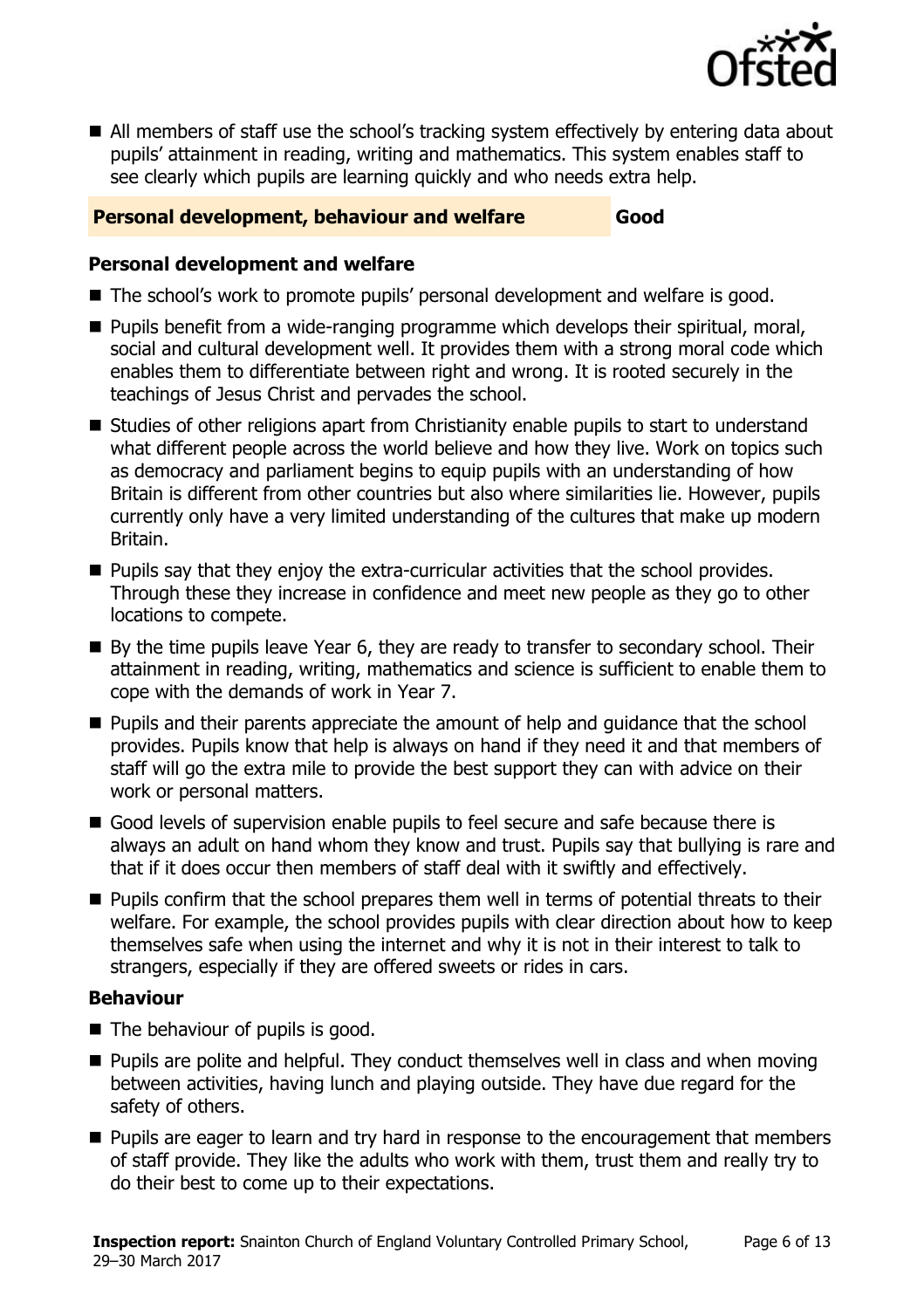- All members of staff use the school's tracking system effectively by entering data about pupils' attainment in reading, writing and mathematics. This system enables staff to see clearly which pupils are learning quickly and who needs extra help.

## Personal development, behaviour and welfare — Good

### Personal development and welfare

- The school's work to promote pupils' personal development and welfare is good.
- Pupils benefit from a wide-ranging programme which develops their spiritual, moral, social and cultural development well. It provides them with a strong moral code which enables them to differentiate between right and wrong. It is rooted securely in the teachings of Jesus Christ and pervades the school.
- Studies of other religions apart from Christianity enable pupils to start to understand what different people across the world believe and how they live. Work on topics such as democracy and parliament begins to equip pupils with an understanding of how Britain is different from other countries but also where similarities lie. However, pupils currently only have a very limited understanding of the cultures that make up modern Britain.
- Pupils say that they enjoy the extra-curricular activities that the school provides. Through these they increase in confidence and meet new people as they go to other locations to compete.
- By the time pupils leave Year 6, they are ready to transfer to secondary school. Their attainment in reading, writing, mathematics and science is sufficient to enable them to cope with the demands of work in Year 7.
- Pupils and their parents appreciate the amount of help and guidance that the school provides. Pupils know that help is always on hand if they need it and that members of staff will go the extra mile to provide the best support they can with advice on their work or personal matters.
- Good levels of supervision enable pupils to feel secure and safe because there is always an adult on hand whom they know and trust. Pupils say that bullying is rare and that if it does occur then members of staff deal with it swiftly and effectively.
- Pupils confirm that the school prepares them well in terms of potential threats to their welfare. For example, the school provides pupils with clear direction about how to keep themselves safe when using the internet and why it is not in their interest to talk to strangers, especially if they are offered sweets or rides in cars.

### Behaviour

- The behaviour of pupils is good.
- Pupils are polite and helpful. They conduct themselves well in class and when moving between activities, having lunch and playing outside. They have due regard for the safety of others.
- Pupils are eager to learn and try hard in response to the encouragement that members of staff provide. They like the adults who work with them, trust them and really try to do their best to come up to their expectations.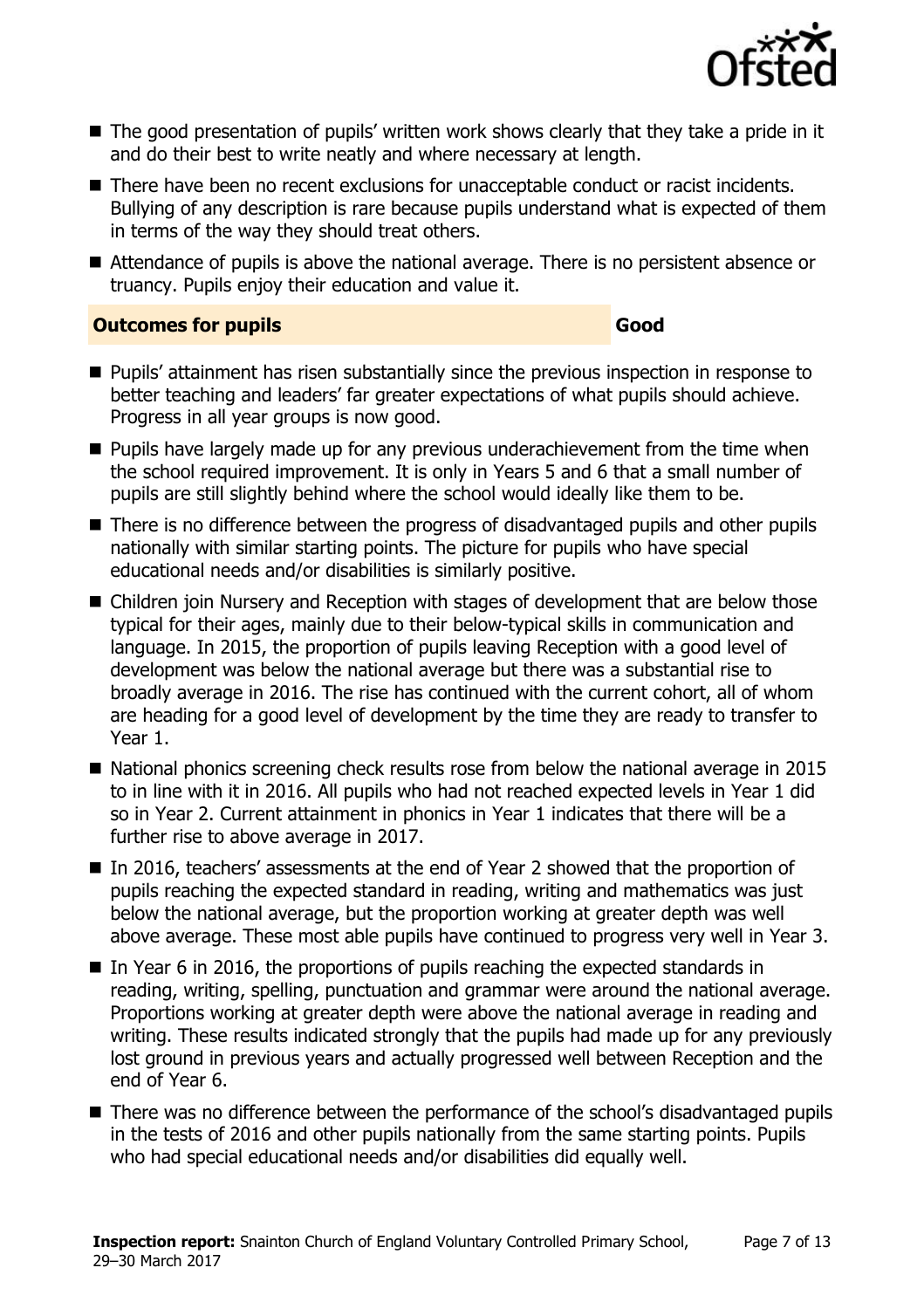- The good presentation of pupils' written work shows clearly that they take a pride in it and do their best to write neatly and where necessary at length.
- There have been no recent exclusions for unacceptable conduct or racist incidents. Bullying of any description is rare because pupils understand what is expected of them in terms of the way they should treat others.
- Attendance of pupils is above the national average. There is no persistent absence or truancy. Pupils enjoy their education and value it.

## Outcomes for pupils — Good

- Pupils' attainment has risen substantially since the previous inspection in response to better teaching and leaders' far greater expectations of what pupils should achieve. Progress in all year groups is now good.
- Pupils have largely made up for any previous underachievement from the time when the school required improvement. It is only in Years 5 and 6 that a small number of pupils are still slightly behind where the school would ideally like them to be.
- There is no difference between the progress of disadvantaged pupils and other pupils nationally with similar starting points. The picture for pupils who have special educational needs and/or disabilities is similarly positive.
- Children join Nursery and Reception with stages of development that are below those typical for their ages, mainly due to their below-typical skills in communication and language. In 2015, the proportion of pupils leaving Reception with a good level of development was below the national average but there was a substantial rise to broadly average in 2016. The rise has continued with the current cohort, all of whom are heading for a good level of development by the time they are ready to transfer to Year 1.
- National phonics screening check results rose from below the national average in 2015 to in line with it in 2016. All pupils who had not reached expected levels in Year 1 did so in Year 2. Current attainment in phonics in Year 1 indicates that there will be a further rise to above average in 2017.
- In 2016, teachers' assessments at the end of Year 2 showed that the proportion of pupils reaching the expected standard in reading, writing and mathematics was just below the national average, but the proportion working at greater depth was well above average. These most able pupils have continued to progress very well in Year 3.
- In Year 6 in 2016, the proportions of pupils reaching the expected standards in reading, writing, spelling, punctuation and grammar were around the national average. Proportions working at greater depth were above the national average in reading and writing. These results indicated strongly that the pupils had made up for any previously lost ground in previous years and actually progressed well between Reception and the end of Year 6.
- There was no difference between the performance of the school's disadvantaged pupils in the tests of 2016 and other pupils nationally from the same starting points. Pupils who had special educational needs and/or disabilities did equally well.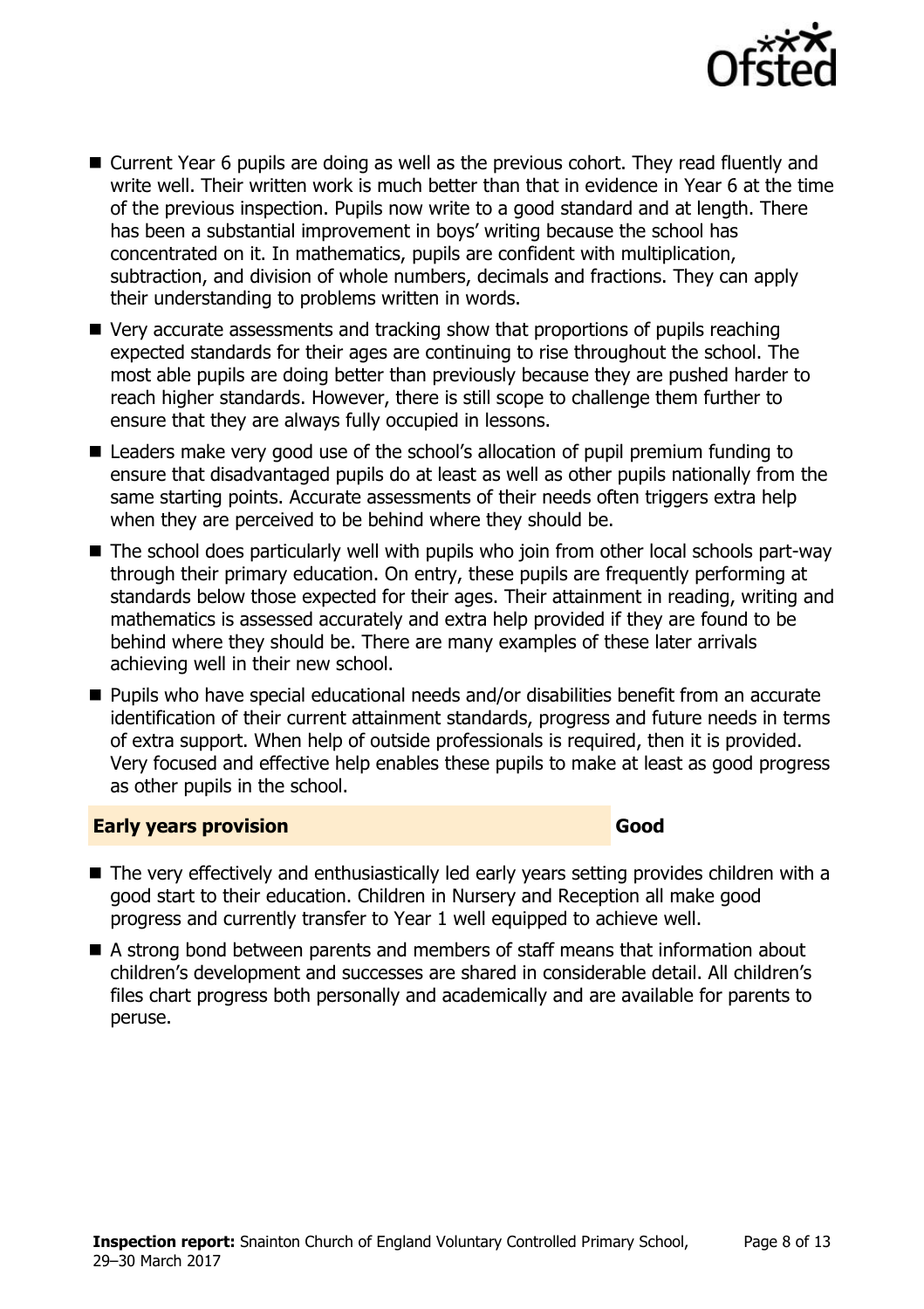- Current Year 6 pupils are doing as well as the previous cohort. They read fluently and write well. Their written work is much better than that in evidence in Year 6 at the time of the previous inspection. Pupils now write to a good standard and at length. There has been a substantial improvement in boys' writing because the school has concentrated on it. In mathematics, pupils are confident with multiplication, subtraction, and division of whole numbers, decimals and fractions. They can apply their understanding to problems written in words.
- Very accurate assessments and tracking show that proportions of pupils reaching expected standards for their ages are continuing to rise throughout the school. The most able pupils are doing better than previously because they are pushed harder to reach higher standards. However, there is still scope to challenge them further to ensure that they are always fully occupied in lessons.
- Leaders make very good use of the school's allocation of pupil premium funding to ensure that disadvantaged pupils do at least as well as other pupils nationally from the same starting points. Accurate assessments of their needs often triggers extra help when they are perceived to be behind where they should be.
- The school does particularly well with pupils who join from other local schools part-way through their primary education. On entry, these pupils are frequently performing at standards below those expected for their ages. Their attainment in reading, writing and mathematics is assessed accurately and extra help provided if they are found to be behind where they should be. There are many examples of these later arrivals achieving well in their new school.
- Pupils who have special educational needs and/or disabilities benefit from an accurate identification of their current attainment standards, progress and future needs in terms of extra support. When help of outside professionals is required, then it is provided. Very focused and effective help enables these pupils to make at least as good progress as other pupils in the school.

## Early years provision — Good

- The very effectively and enthusiastically led early years setting provides children with a good start to their education. Children in Nursery and Reception all make good progress and currently transfer to Year 1 well equipped to achieve well.
- A strong bond between parents and members of staff means that information about children's development and successes are shared in considerable detail. All children's files chart progress both personally and academically and are available for parents to peruse.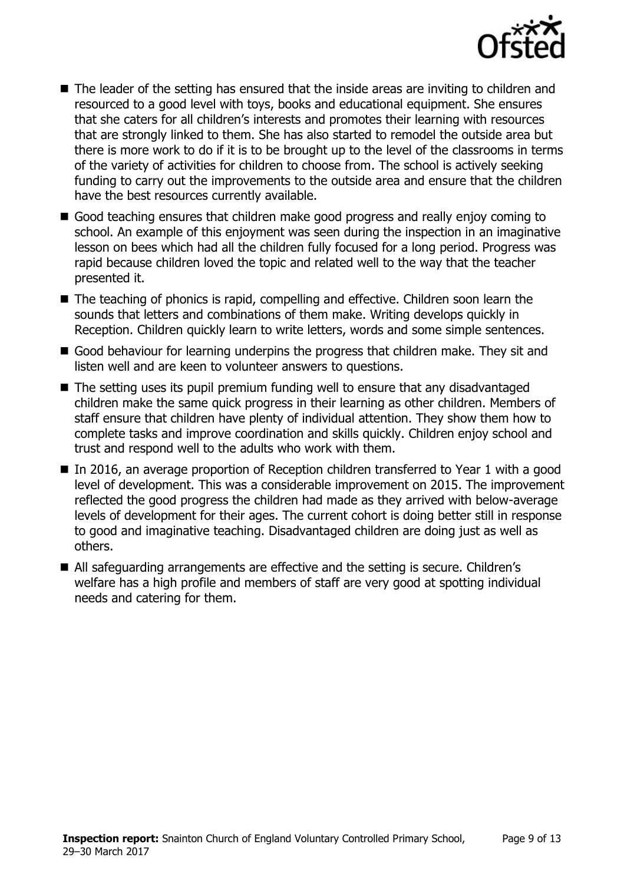- The leader of the setting has ensured that the inside areas are inviting to children and resourced to a good level with toys, books and educational equipment. She ensures that she caters for all children's interests and promotes their learning with resources that are strongly linked to them. She has also started to remodel the outside area but there is more work to do if it is to be brought up to the level of the classrooms in terms of the variety of activities for children to choose from. The school is actively seeking funding to carry out the improvements to the outside area and ensure that the children have the best resources currently available.
- Good teaching ensures that children make good progress and really enjoy coming to school. An example of this enjoyment was seen during the inspection in an imaginative lesson on bees which had all the children fully focused for a long period. Progress was rapid because children loved the topic and related well to the way that the teacher presented it.
- The teaching of phonics is rapid, compelling and effective. Children soon learn the sounds that letters and combinations of them make. Writing develops quickly in Reception. Children quickly learn to write letters, words and some simple sentences.
- Good behaviour for learning underpins the progress that children make. They sit and listen well and are keen to volunteer answers to questions.
- The setting uses its pupil premium funding well to ensure that any disadvantaged children make the same quick progress in their learning as other children. Members of staff ensure that children have plenty of individual attention. They show them how to complete tasks and improve coordination and skills quickly. Children enjoy school and trust and respond well to the adults who work with them.
- In 2016, an average proportion of Reception children transferred to Year 1 with a good level of development. This was a considerable improvement on 2015. The improvement reflected the good progress the children had made as they arrived with below-average levels of development for their ages. The current cohort is doing better still in response to good and imaginative teaching. Disadvantaged children are doing just as well as others.
- All safeguarding arrangements are effective and the setting is secure. Children's welfare has a high profile and members of staff are very good at spotting individual needs and catering for them.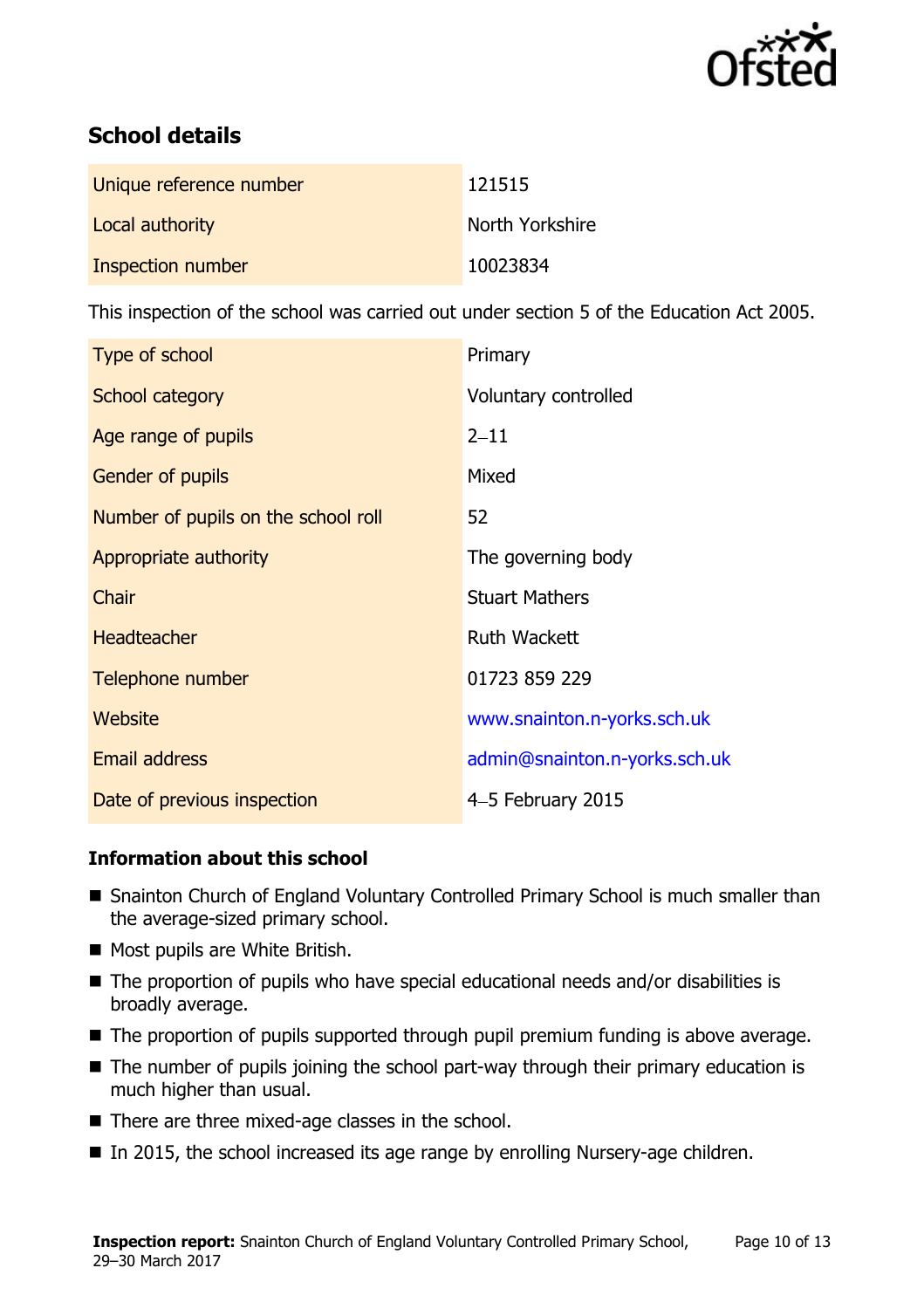## School details

| | |
|---|---|
| Unique reference number | 121515 |
| Local authority | North Yorkshire |
| Inspection number | 10023834 |

This inspection of the school was carried out under section 5 of the Education Act 2005.

| | |
|---|---|
| Type of school | Primary |
| School category | Voluntary controlled |
| Age range of pupils | 2–11 |
| Gender of pupils | Mixed |
| Number of pupils on the school roll | 52 |
| Appropriate authority | The governing body |
| Chair | Stuart Mathers |
| Headteacher | Ruth Wackett |
| Telephone number | 01723 859 229 |
| Website | www.snainton.n-yorks.sch.uk |
| Email address | admin@snainton.n-yorks.sch.uk |
| Date of previous inspection | 4–5 February 2015 |

### Information about this school

- Snainton Church of England Voluntary Controlled Primary School is much smaller than the average-sized primary school.
- Most pupils are White British.
- The proportion of pupils who have special educational needs and/or disabilities is broadly average.
- The proportion of pupils supported through pupil premium funding is above average.
- The number of pupils joining the school part-way through their primary education is much higher than usual.
- There are three mixed-age classes in the school.
- In 2015, the school increased its age range by enrolling Nursery-age children.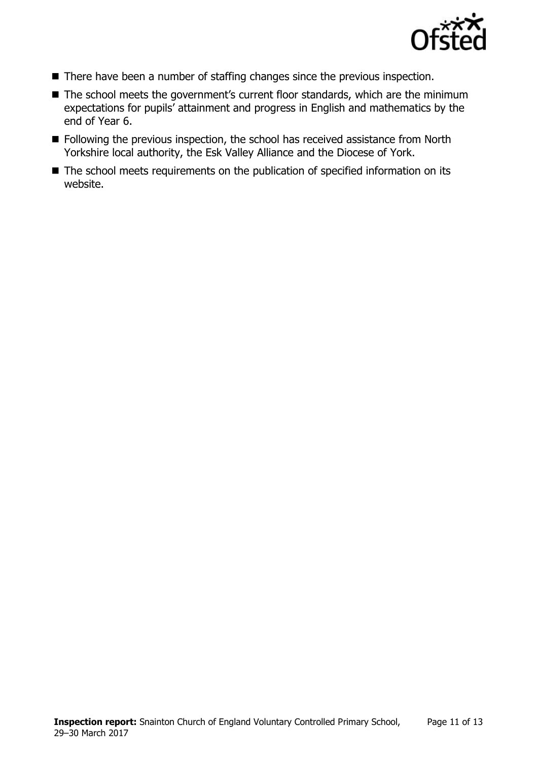- There have been a number of staffing changes since the previous inspection.
- The school meets the government's current floor standards, which are the minimum expectations for pupils' attainment and progress in English and mathematics by the end of Year 6.
- Following the previous inspection, the school has received assistance from North Yorkshire local authority, the Esk Valley Alliance and the Diocese of York.
- The school meets requirements on the publication of specified information on its website.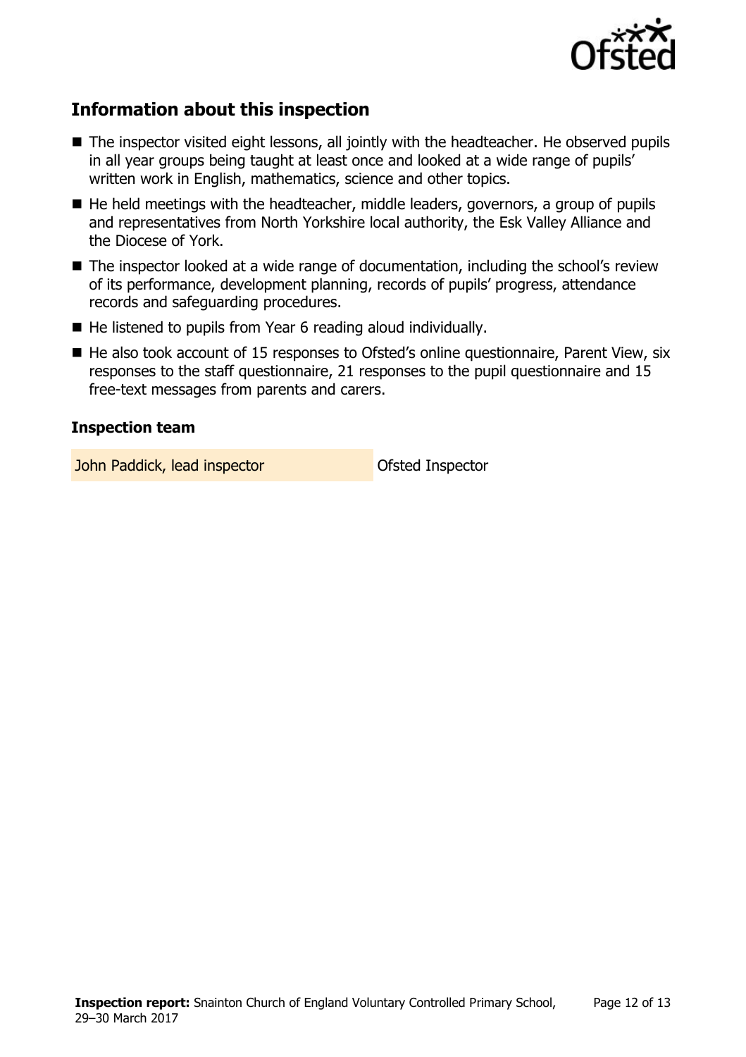## Information about this inspection

- The inspector visited eight lessons, all jointly with the headteacher. He observed pupils in all year groups being taught at least once and looked at a wide range of pupils' written work in English, mathematics, science and other topics.
- He held meetings with the headteacher, middle leaders, governors, a group of pupils and representatives from North Yorkshire local authority, the Esk Valley Alliance and the Diocese of York.
- The inspector looked at a wide range of documentation, including the school's review of its performance, development planning, records of pupils' progress, attendance records and safeguarding procedures.
- He listened to pupils from Year 6 reading aloud individually.
- He also took account of 15 responses to Ofsted's online questionnaire, Parent View, six responses to the staff questionnaire, 21 responses to the pupil questionnaire and 15 free-text messages from parents and carers.

### Inspection team

| | |
|---|---|
| John Paddick, lead inspector | Ofsted Inspector |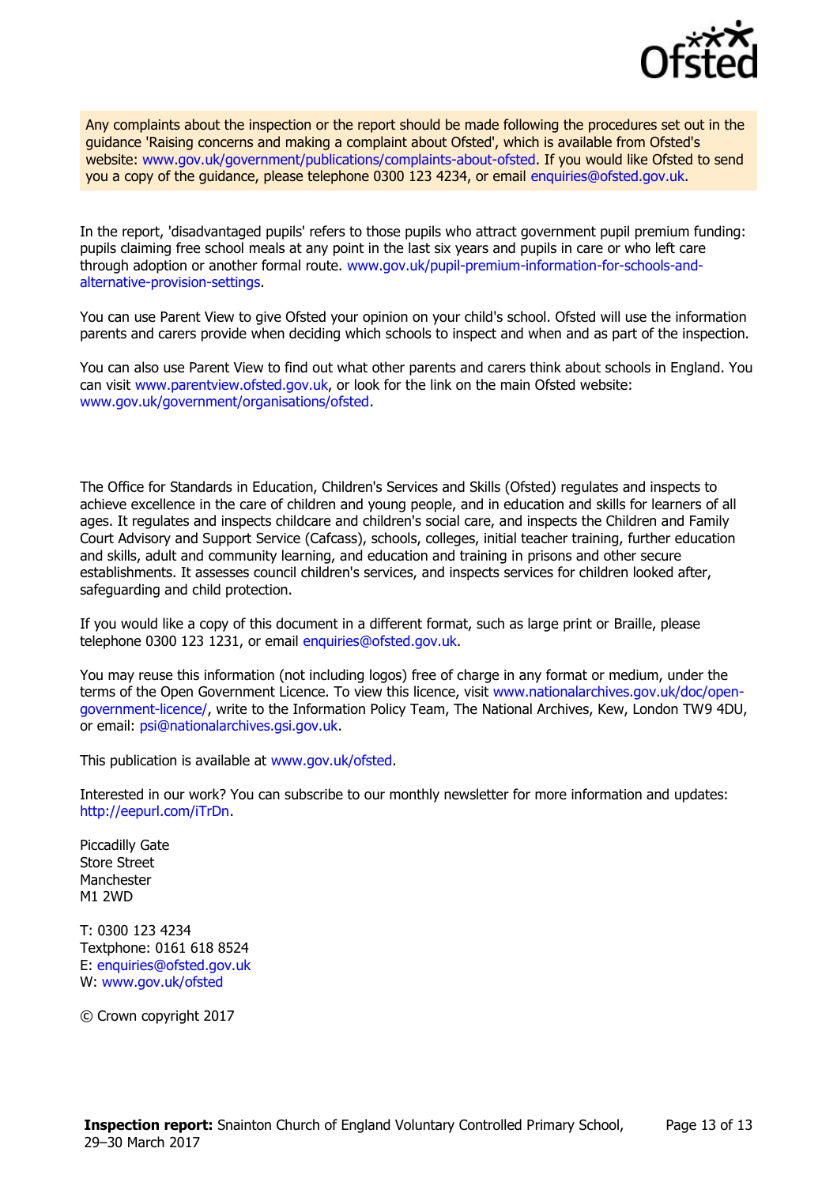Any complaints about the inspection or the report should be made following the procedures set out in the guidance 'Raising concerns and making a complaint about Ofsted', which is available from Ofsted's website: www.gov.uk/government/publications/complaints-about-ofsted. If you would like Ofsted to send you a copy of the guidance, please telephone 0300 123 4234, or email enquiries@ofsted.gov.uk.

In the report, 'disadvantaged pupils' refers to those pupils who attract government pupil premium funding: pupils claiming free school meals at any point in the last six years and pupils in care or who left care through adoption or another formal route. www.gov.uk/pupil-premium-information-for-schools-and-alternative-provision-settings.

You can use Parent View to give Ofsted your opinion on your child's school. Ofsted will use the information parents and carers provide when deciding which schools to inspect and when and as part of the inspection.

You can also use Parent View to find out what other parents and carers think about schools in England. You can visit www.parentview.ofsted.gov.uk, or look for the link on the main Ofsted website: www.gov.uk/government/organisations/ofsted.

The Office for Standards in Education, Children's Services and Skills (Ofsted) regulates and inspects to achieve excellence in the care of children and young people, and in education and skills for learners of all ages. It regulates and inspects childcare and children's social care, and inspects the Children and Family Court Advisory and Support Service (Cafcass), schools, colleges, initial teacher training, further education and skills, adult and community learning, and education and training in prisons and other secure establishments. It assesses council children's services, and inspects services for children looked after, safeguarding and child protection.

If you would like a copy of this document in a different format, such as large print or Braille, please telephone 0300 123 1231, or email enquiries@ofsted.gov.uk.

You may reuse this information (not including logos) free of charge in any format or medium, under the terms of the Open Government Licence. To view this licence, visit www.nationalarchives.gov.uk/doc/open-government-licence/, write to the Information Policy Team, The National Archives, Kew, London TW9 4DU, or email: psi@nationalarchives.gsi.gov.uk.

This publication is available at www.gov.uk/ofsted.

Interested in our work? You can subscribe to our monthly newsletter for more information and updates: http://eepurl.com/iTrDn.

Piccadilly Gate
Store Street
Manchester
M1 2WD

T: 0300 123 4234
Textphone: 0161 618 8524
E: enquiries@ofsted.gov.uk
W: www.gov.uk/ofsted

© Crown copyright 2017